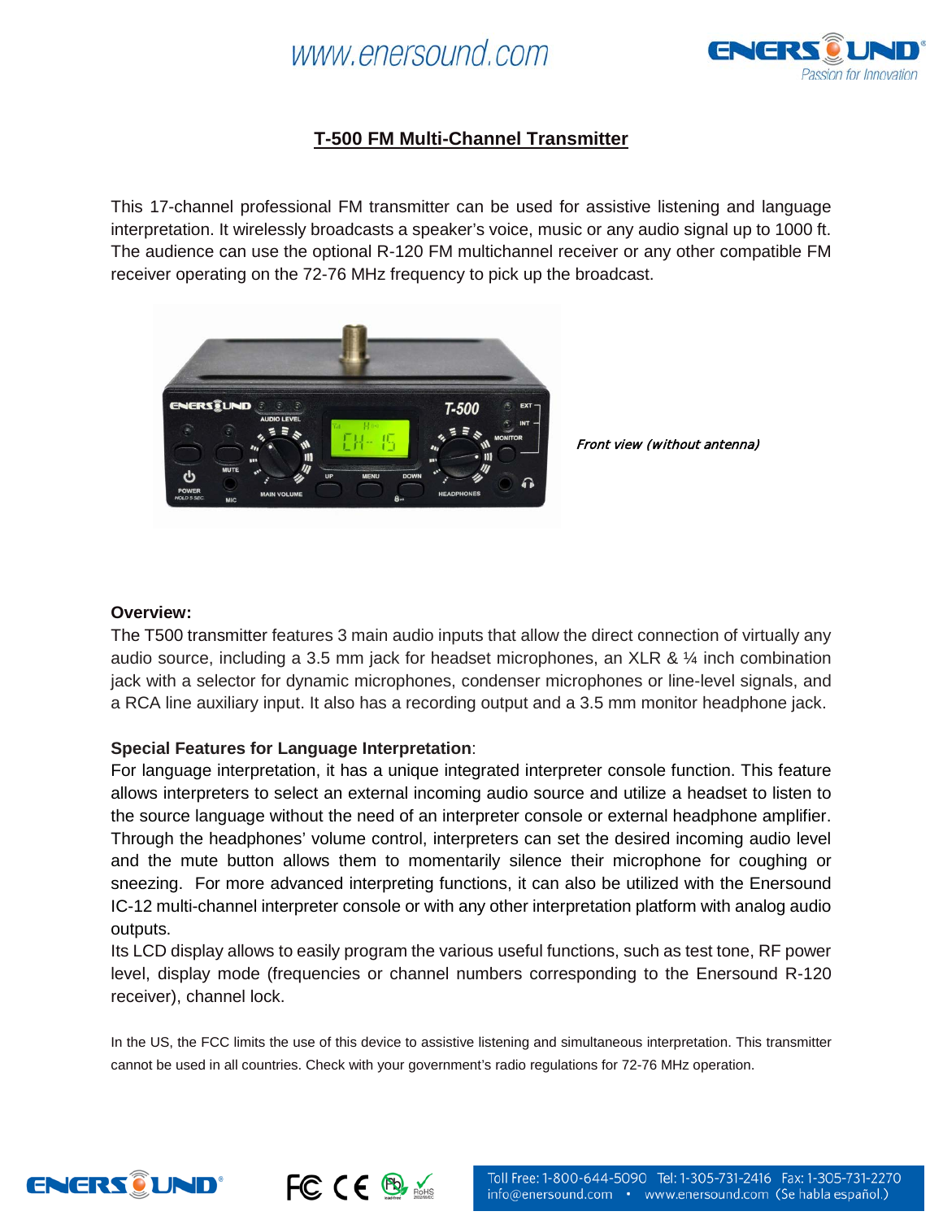# T-500 FM Multi-Channel Transmitter

This 17-channel professional FM transmitter can be used for assistive listening and language interpretation. It wirelessly broadcasts a speaker's voice, music or any audio signal up to 1000 ft. The audience can use the optional R-120 FM multichannel receiver or any other compatible FM receiver operating on the 72-76 MHz frequency to pick up the broadcast.

*Front view (without antenna)*

**Overview:**

The T500 transmitter features 3 main audio inputs that allow the direct connection of virtually any audio source, including a 3.5 mm jack for headset microphones, an XLR & ¼ inch combination jack with a selector for dynamic microphones, condenser microphones or line-level signals, and a RCA line auxiliary input. It also has a recording output and a 3.5 mm monitor headphone jack.

**Special Features for Language Interpretation**:

For language interpretation, it has a unique integrated interpreter console function. This feature allows interpreters to select an external incoming audio source and utilize a headset to listen to the source language without the need of an interpreter console or external headphone amplifier. Through the headphones' volume control, interpreters can set the desired incoming audio level and the mute button allows them to momentarily silence their microphone for coughing or sneezing. For more advanced interpreting functions, it can also be utilized with the Enersound IC-12 multi-channel interpreter console or with any other interpretation platform with analog audio outputs.

Its LCD display allows to easily program the various useful functions, such as test tone, RF power level, display mode (frequencies or channel numbers corresponding to the Enersound R-120 receiver), channel lock.

In the US, the FCC limits the use of this device to assistive listening and simultaneous interpretation. This transmitter cannot be used in all countries. Check with your government's radio regulations for 72-76 MHz operation.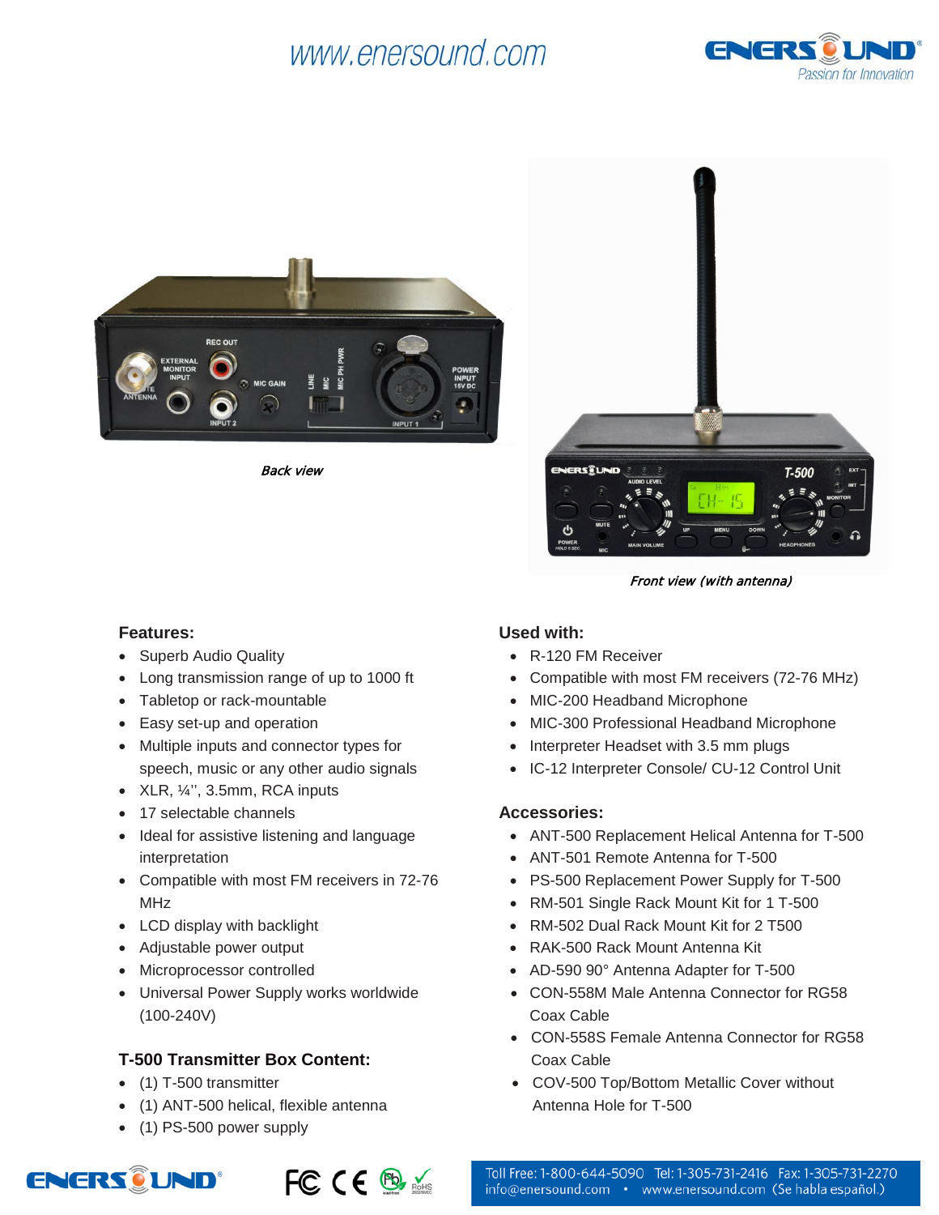*Back view*

*Front view (with antenna)*

**Features:**

- Superb Audio Quality
- Long transmission range of up to 1000 ft
- Tabletop or rack-mountable
- Easy set-up and operation
- Multiple inputs and connector types for speech, music or any other audio signals
- XLR, ¼'', 3.5mm, RCA inputs
- 17 selectable channels
- Ideal for assistive listening and language interpretation
- Compatible with most FM receivers in 72-76 MHz
- LCD display with backlight
- Adjustable power output
- Microprocessor controlled
- Universal Power Supply works worldwide (100-240V)

**T-500 Transmitter Box Content:**

- (1) T-500 transmitter
- (1) ANT-500 helical, flexible antenna
- (1) PS-500 power supply

**Used with:**

- R-120 FM Receiver
- Compatible with most FM receivers (72-76 MHz)
- MIC-200 Headband Microphone
- MIC-300 Professional Headband Microphone
- Interpreter Headset with 3.5 mm plugs
- IC-12 Interpreter Console/ CU-12 Control Unit

**Accessories:**

- ANT-500 Replacement Helical Antenna for T-500
- ANT-501 Remote Antenna for T-500
- PS-500 Replacement Power Supply for T-500
- RM-501 Single Rack Mount Kit for 1 T-500
- RM-502 Dual Rack Mount Kit for 2 T500
- RAK-500 Rack Mount Antenna Kit
- AD-590 90° Antenna Adapter for T-500
- CON-558M Male Antenna Connector for RG58 Coax Cable
- CON-558S Female Antenna Connector for RG58 Coax Cable
- COV-500 Top/Bottom Metallic Cover without Antenna Hole for T-500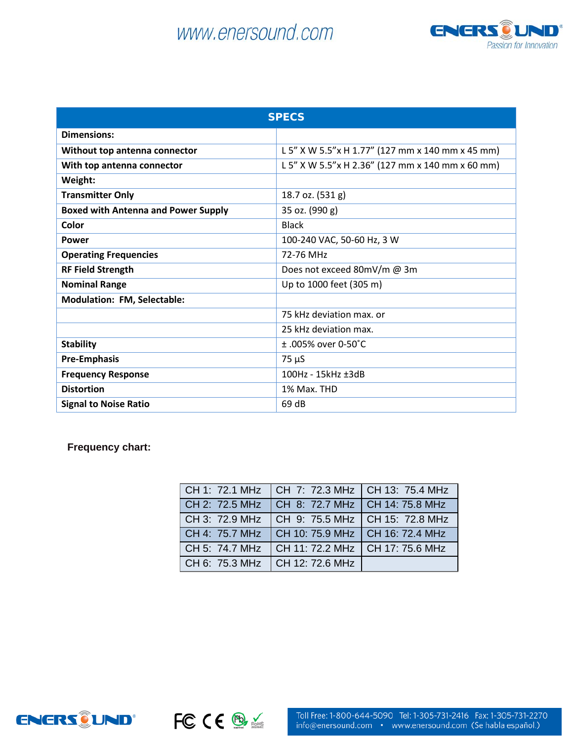| SPECS | |
|---|---|
| **Dimensions:** | |
| **Without top antenna connector** | L 5” X W 5.5”x H 1.77” (127 mm x 140 mm x 45 mm) |
| **With top antenna connector** | L 5” X W 5.5”x H 2.36” (127 mm x 140 mm x 60 mm) |
| **Weight:** | |
| **Transmitter Only** | 18.7 oz. (531 g) |
| **Boxed with Antenna and Power Supply** | 35 oz. (990 g) |
| **Color** | Black |
| **Power** | 100-240 VAC, 50-60 Hz, 3 W |
| **Operating Frequencies** | 72-76 MHz |
| **RF Field Strength** | Does not exceed 80mV/m @ 3m |
| **Nominal Range** | Up to 1000 feet (305 m) |
| **Modulation: FM, Selectable:** | |
| | 75 kHz deviation max. or |
| | 25 kHz deviation max. |
| **Stability** | ± .005% over 0-50˚C |
| **Pre-Emphasis** | 75 µS |
| **Frequency Response** | 100Hz - 15kHz ±3dB |
| **Distortion** | 1% Max. THD |
| **Signal to Noise Ratio** | 69 dB |

**Frequency chart:**

| | | |
|---|---|---|
| CH 1: 72.1 MHz | CH 7: 72.3 MHz | CH 13: 75.4 MHz |
| CH 2: 72.5 MHz | CH 8: 72.7 MHz | CH 14: 75.8 MHz |
| CH 3: 72.9 MHz | CH 9: 75.5 MHz | CH 15: 72.8 MHz |
| CH 4: 75.7 MHz | CH 10: 75.9 MHz | CH 16: 72.4 MHz |
| CH 5: 74.7 MHz | CH 11: 72.2 MHz | CH 17: 75.6 MHz |
| CH 6: 75.3 MHz | CH 12: 72.6 MHz | |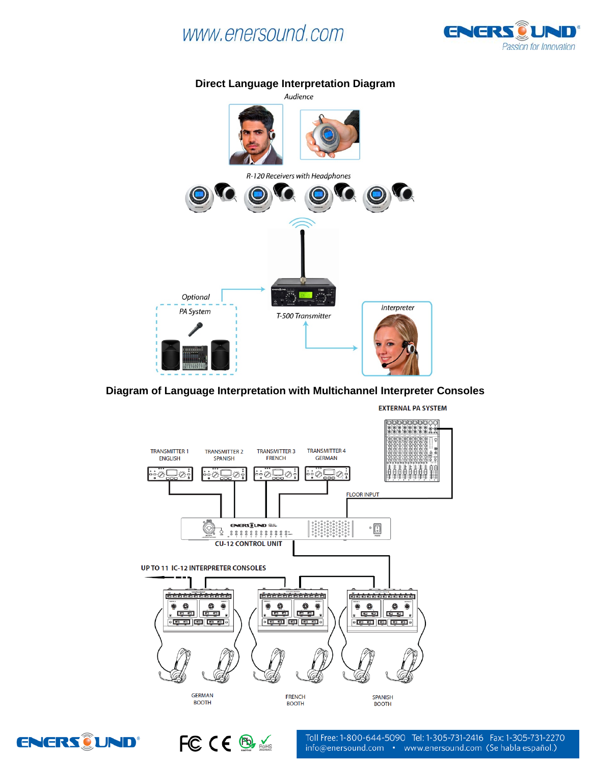www.enersound.com

ENERSOUND® Passion for Innovation

## Direct Language Interpretation Diagram

*Audience*

*R-120 Receivers with Headphones*

*Optional*

*PA System*

*T-500 Transmitter*

*Interpreter*

## Diagram of Language Interpretation with Multichannel Interpreter Consoles

EXTERNAL PA SYSTEM

TRANSMITTER 1
ENGLISH

TRANSMITTER 2
SPANISH

TRANSMITTER 3
FRENCH

TRANSMITTER 4
GERMAN

FLOOR INPUT

CU-12 CONTROL UNIT

UP TO 11 IC-12 INTERPRETER CONSOLES

GERMAN
BOOTH

FRENCH
BOOTH

SPANISH
BOOTH

Toll Free: 1-800-644-5090 Tel: 1-305-731-2416 Fax: 1-305-731-2270
info@enersound.com • www.enersound.com (Se habla español.)